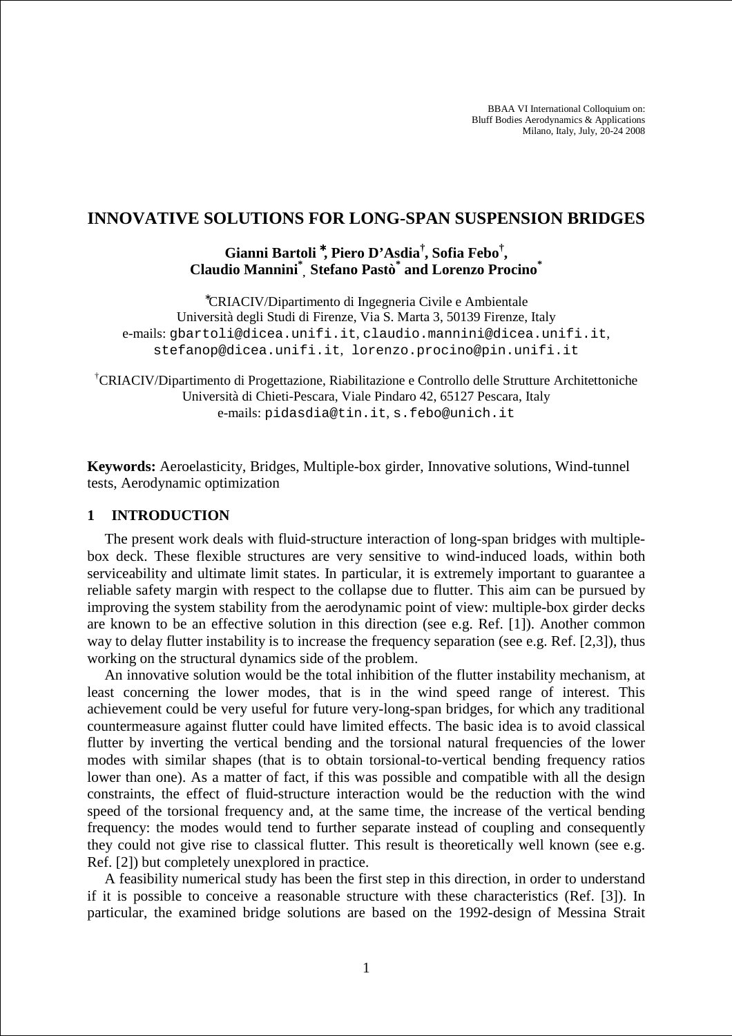BBAA VI International Colloquium on:
Bluff Bodies Aerodynamics & Applications
Milano, Italy, July, 20-24 2008

# INNOVATIVE SOLUTIONS FOR LONG-SPAN SUSPENSION BRIDGES

**Gianni Bartoli [*], Piero D'Asdia[†], Sofia Febo[†], Claudio Mannini[*], Stefano Pastò[*] and Lorenzo Procino[*]**

[*] CRIACIV/Dipartimento di Ingegneria Civile e Ambientale
Università degli Studi di Firenze, Via S. Marta 3, 50139 Firenze, Italy
e-mails: gbartoli@dicea.unifi.it, claudio.mannini@dicea.unifi.it, stefanop@dicea.unifi.it, lorenzo.procino@pin.unifi.it

[†] CRIACIV/Dipartimento di Progettazione, Riabilitazione e Controllo delle Strutture Architettoniche
Università di Chieti-Pescara, Viale Pindaro 42, 65127 Pescara, Italy
e-mails: pidasdia@tin.it, s.febo@unich.it

**Keywords:** Aeroelasticity, Bridges, Multiple-box girder, Innovative solutions, Wind-tunnel tests, Aerodynamic optimization

## 1 INTRODUCTION

The present work deals with fluid-structure interaction of long-span bridges with multiple-box deck. These flexible structures are very sensitive to wind-induced loads, within both serviceability and ultimate limit states. In particular, it is extremely important to guarantee a reliable safety margin with respect to the collapse due to flutter. This aim can be pursued by improving the system stability from the aerodynamic point of view: multiple-box girder decks are known to be an effective solution in this direction (see e.g. Ref. [1]). Another common way to delay flutter instability is to increase the frequency separation (see e.g. Ref. [2,3]), thus working on the structural dynamics side of the problem.

An innovative solution would be the total inhibition of the flutter instability mechanism, at least concerning the lower modes, that is in the wind speed range of interest. This achievement could be very useful for future very-long-span bridges, for which any traditional countermeasure against flutter could have limited effects. The basic idea is to avoid classical flutter by inverting the vertical bending and the torsional natural frequencies of the lower modes with similar shapes (that is to obtain torsional-to-vertical bending frequency ratios lower than one). As a matter of fact, if this was possible and compatible with all the design constraints, the effect of fluid-structure interaction would be the reduction with the wind speed of the torsional frequency and, at the same time, the increase of the vertical bending frequency: the modes would tend to further separate instead of coupling and consequently they could not give rise to classical flutter. This result is theoretically well known (see e.g. Ref. [2]) but completely unexplored in practice.

A feasibility numerical study has been the first step in this direction, in order to understand if it is possible to conceive a reasonable structure with these characteristics (Ref. [3]). In particular, the examined bridge solutions are based on the 1992-design of Messina Strait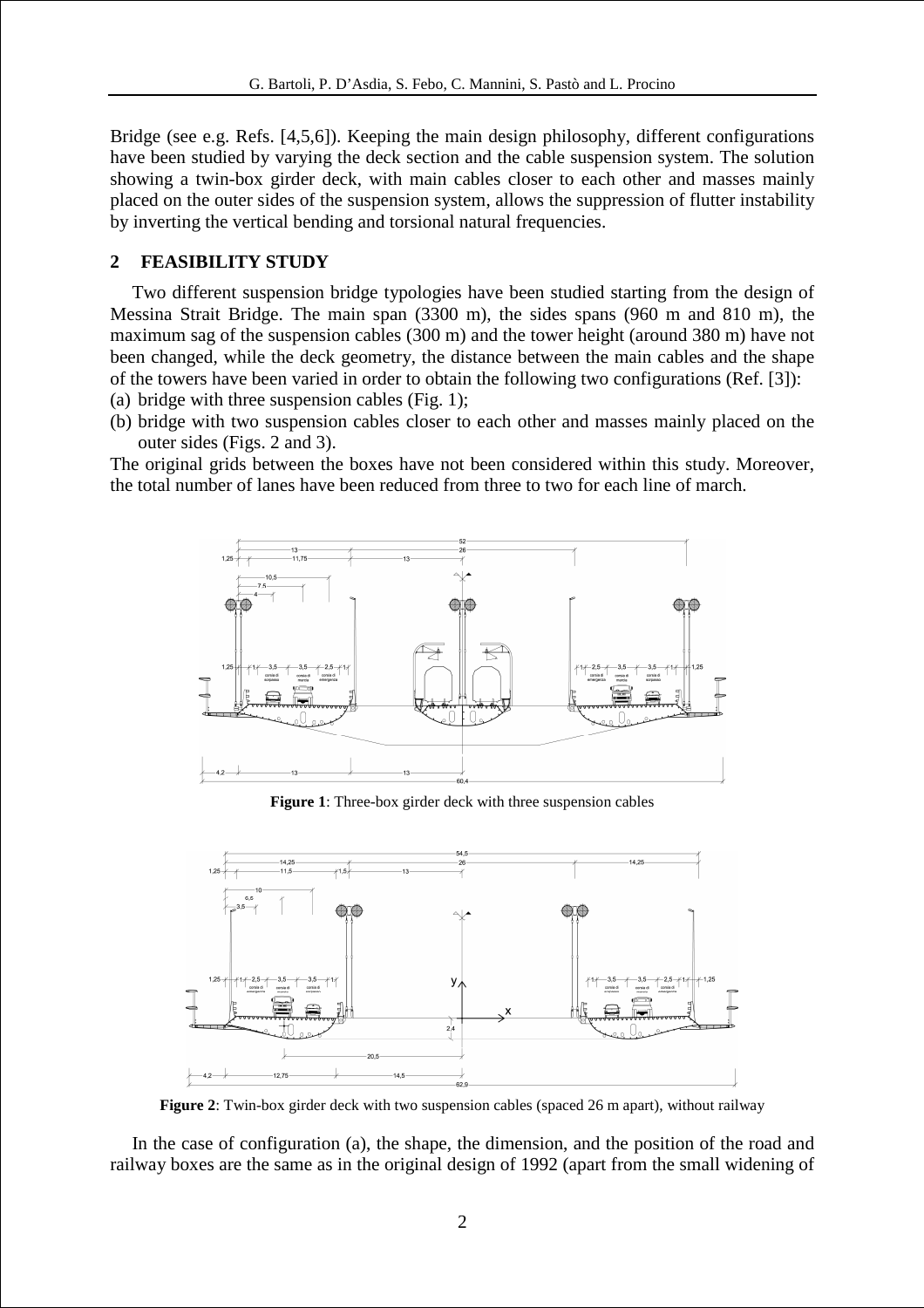Bridge (see e.g. Refs. [4,5,6]). Keeping the main design philosophy, different configurations have been studied by varying the deck section and the cable suspension system. The solution showing a twin-box girder deck, with main cables closer to each other and masses mainly placed on the outer sides of the suspension system, allows the suppression of flutter instability by inverting the vertical bending and torsional natural frequencies.

## 2 FEASIBILITY STUDY

Two different suspension bridge typologies have been studied starting from the design of Messina Strait Bridge. The main span (3300 m), the sides spans (960 m and 810 m), the maximum sag of the suspension cables (300 m) and the tower height (around 380 m) have not been changed, while the deck geometry, the distance between the main cables and the shape of the towers have been varied in order to obtain the following two configurations (Ref. [3]):

(a) bridge with three suspension cables (Fig. 1);

(b) bridge with two suspension cables closer to each other and masses mainly placed on the outer sides (Figs. 2 and 3).

The original grids between the boxes have not been considered within this study. Moreover, the total number of lanes have been reduced from three to two for each line of march.

**Figure 1**: Three-box girder deck with three suspension cables

**Figure 2**: Twin-box girder deck with two suspension cables (spaced 26 m apart), without railway

In the case of configuration (a), the shape, the dimension, and the position of the road and railway boxes are the same as in the original design of 1992 (apart from the small widening of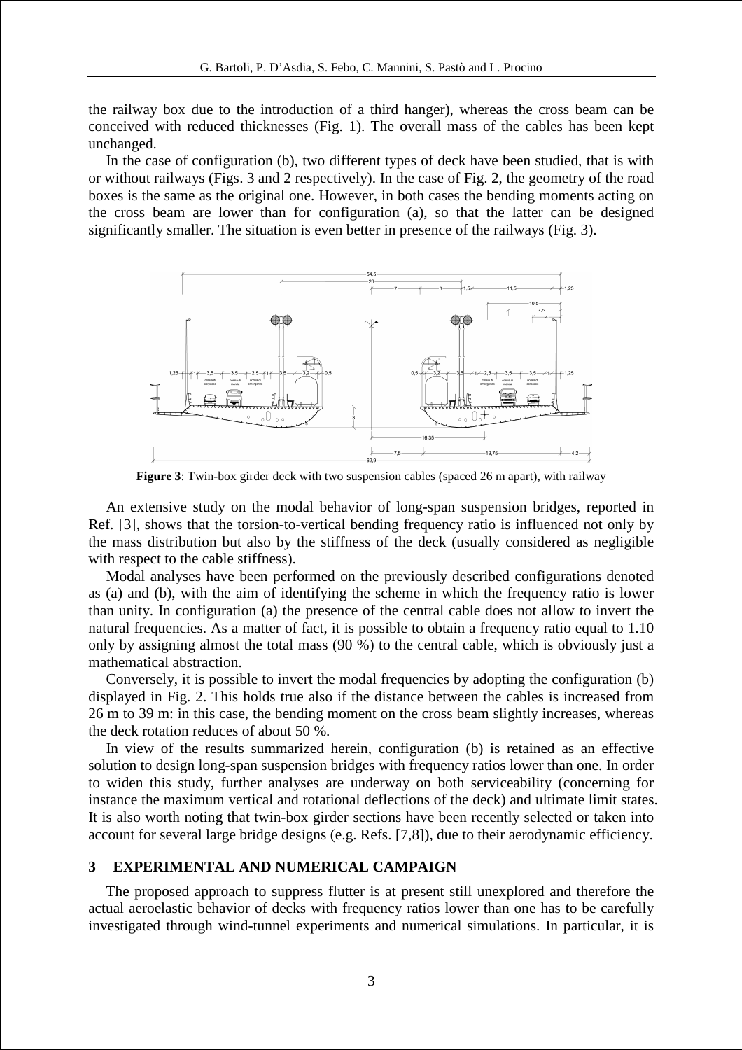the railway box due to the introduction of a third hanger), whereas the cross beam can be conceived with reduced thicknesses (Fig. 1). The overall mass of the cables has been kept unchanged.

In the case of configuration (b), two different types of deck have been studied, that is with or without railways (Figs. 3 and 2 respectively). In the case of Fig. 2, the geometry of the road boxes is the same as the original one. However, in both cases the bending moments acting on the cross beam are lower than for configuration (a), so that the latter can be designed significantly smaller. The situation is even better in presence of the railways (Fig. 3).

**Figure 3**: Twin-box girder deck with two suspension cables (spaced 26 m apart), with railway

An extensive study on the modal behavior of long-span suspension bridges, reported in Ref. [3], shows that the torsion-to-vertical bending frequency ratio is influenced not only by the mass distribution but also by the stiffness of the deck (usually considered as negligible with respect to the cable stiffness).

Modal analyses have been performed on the previously described configurations denoted as (a) and (b), with the aim of identifying the scheme in which the frequency ratio is lower than unity. In configuration (a) the presence of the central cable does not allow to invert the natural frequencies. As a matter of fact, it is possible to obtain a frequency ratio equal to 1.10 only by assigning almost the total mass (90 %) to the central cable, which is obviously just a mathematical abstraction.

Conversely, it is possible to invert the modal frequencies by adopting the configuration (b) displayed in Fig. 2. This holds true also if the distance between the cables is increased from 26 m to 39 m: in this case, the bending moment on the cross beam slightly increases, whereas the deck rotation reduces of about 50 %.

In view of the results summarized herein, configuration (b) is retained as an effective solution to design long-span suspension bridges with frequency ratios lower than one. In order to widen this study, further analyses are underway on both serviceability (concerning for instance the maximum vertical and rotational deflections of the deck) and ultimate limit states. It is also worth noting that twin-box girder sections have been recently selected or taken into account for several large bridge designs (e.g. Refs. [7,8]), due to their aerodynamic efficiency.

## 3 EXPERIMENTAL AND NUMERICAL CAMPAIGN

The proposed approach to suppress flutter is at present still unexplored and therefore the actual aeroelastic behavior of decks with frequency ratios lower than one has to be carefully investigated through wind-tunnel experiments and numerical simulations. In particular, it is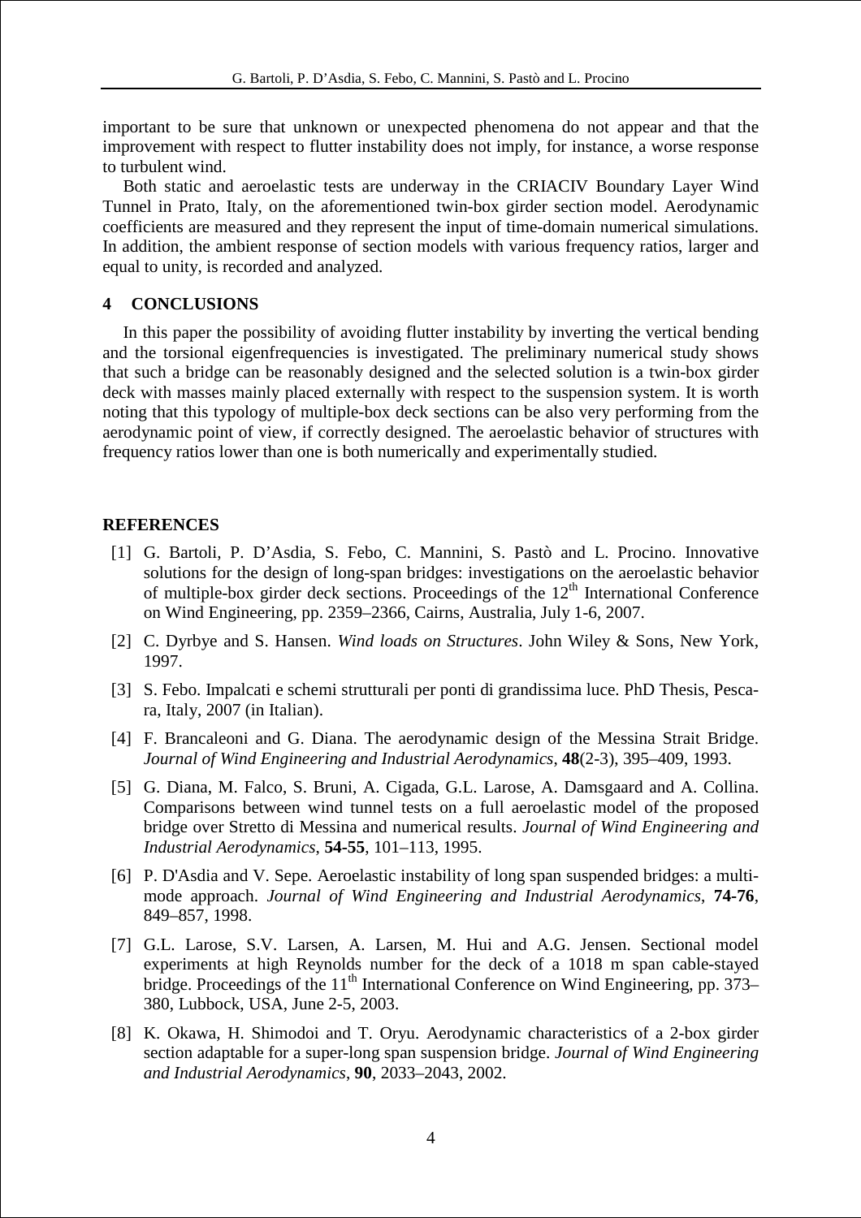important to be sure that unknown or unexpected phenomena do not appear and that the improvement with respect to flutter instability does not imply, for instance, a worse response to turbulent wind.

Both static and aeroelastic tests are underway in the CRIACIV Boundary Layer Wind Tunnel in Prato, Italy, on the aforementioned twin-box girder section model. Aerodynamic coefficients are measured and they represent the input of time-domain numerical simulations. In addition, the ambient response of section models with various frequency ratios, larger and equal to unity, is recorded and analyzed.

## 4 CONCLUSIONS

In this paper the possibility of avoiding flutter instability by inverting the vertical bending and the torsional eigenfrequencies is investigated. The preliminary numerical study shows that such a bridge can be reasonably designed and the selected solution is a twin-box girder deck with masses mainly placed externally with respect to the suspension system. It is worth noting that this typology of multiple-box deck sections can be also very performing from the aerodynamic point of view, if correctly designed. The aeroelastic behavior of structures with frequency ratios lower than one is both numerically and experimentally studied.

## REFERENCES

[1] G. Bartoli, P. D'Asdia, S. Febo, C. Mannini, S. Pastò and L. Procino. Innovative solutions for the design of long-span bridges: investigations on the aeroelastic behavior of multiple-box girder deck sections. Proceedings of the 12th International Conference on Wind Engineering, pp. 2359–2366, Cairns, Australia, July 1-6, 2007.

[2] C. Dyrbye and S. Hansen. *Wind loads on Structures*. John Wiley & Sons, New York, 1997.

[3] S. Febo. Impalcati e schemi strutturali per ponti di grandissima luce. PhD Thesis, Pescara, Italy, 2007 (in Italian).

[4] F. Brancaleoni and G. Diana. The aerodynamic design of the Messina Strait Bridge. *Journal of Wind Engineering and Industrial Aerodynamics*, **48**(2-3), 395–409, 1993.

[5] G. Diana, M. Falco, S. Bruni, A. Cigada, G.L. Larose, A. Damsgaard and A. Collina. Comparisons between wind tunnel tests on a full aeroelastic model of the proposed bridge over Stretto di Messina and numerical results. *Journal of Wind Engineering and Industrial Aerodynamics*, **54-55**, 101–113, 1995.

[6] P. D'Asdia and V. Sepe. Aeroelastic instability of long span suspended bridges: a multi-mode approach. *Journal of Wind Engineering and Industrial Aerodynamics*, **74-76**, 849–857, 1998.

[7] G.L. Larose, S.V. Larsen, A. Larsen, M. Hui and A.G. Jensen. Sectional model experiments at high Reynolds number for the deck of a 1018 m span cable-stayed bridge. Proceedings of the 11th International Conference on Wind Engineering, pp. 373–380, Lubbock, USA, June 2-5, 2003.

[8] K. Okawa, H. Shimodoi and T. Oryu. Aerodynamic characteristics of a 2-box girder section adaptable for a super-long span suspension bridge. *Journal of Wind Engineering and Industrial Aerodynamics*, **90**, 2033–2043, 2002.